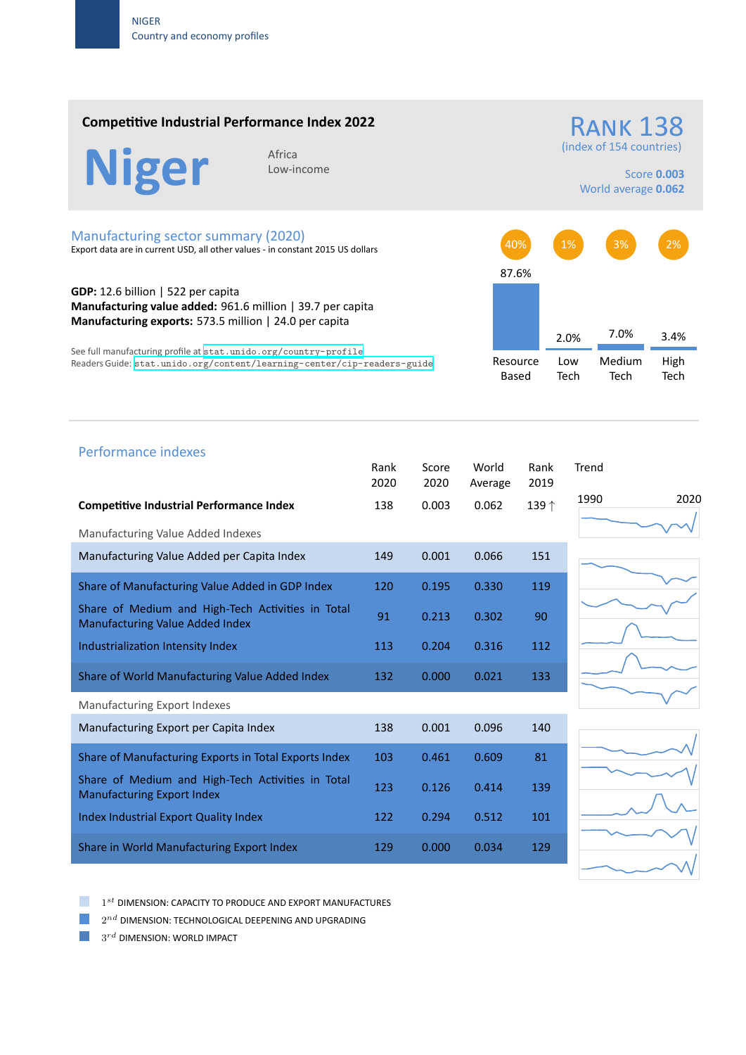NIGER
Country and economy profiles

## Competitive Industrial Performance Index 2022

# Niger

Africa
Low-income

**RANK 138**
(index of 154 countries)

Score **0.003**
World average **0.062**

## Manufacturing sector summary (2020)

Export data are in current USD, all other values - in constant 2015 US dollars

**GDP:** 12.6 billion | 522 per capita
**Manufacturing value added:** 961.6 million | 39.7 per capita
**Manufacturing exports:** 573.5 million | 24.0 per capita

See full manufacturing profile at stat.unido.org/country-profile
Readers Guide: stat.unido.org/content/learning-center/cip-readers-guide

| | Resource Based | Low Tech | Medium Tech | High Tech |
|---|---|---|---|---|
| | 40% | 1% | 3% | 2% |
| | 87.6% | 2.0% | 7.0% | 3.4% |

## Performance indexes

| | Rank 2020 | Score 2020 | World Average | Rank 2019 | Trend 1990–2020 |
|---|---|---|---|---|---|
| **Competitive Industrial Performance Index** | 138 | 0.003 | 0.062 | 139 ↑ | |
| *Manufacturing Value Added Indexes* | | | | | |
| Manufacturing Value Added per Capita Index | 149 | 0.001 | 0.066 | 151 | |
| Share of Manufacturing Value Added in GDP Index | 120 | 0.195 | 0.330 | 119 | |
| Share of Medium and High-Tech Activities in Total Manufacturing Value Added Index | 91 | 0.213 | 0.302 | 90 | |
| Industrialization Intensity Index | 113 | 0.204 | 0.316 | 112 | |
| Share of World Manufacturing Value Added Index | 132 | 0.000 | 0.021 | 133 | |
| *Manufacturing Export Indexes* | | | | | |
| Manufacturing Export per Capita Index | 138 | 0.001 | 0.096 | 140 | |
| Share of Manufacturing Exports in Total Exports Index | 103 | 0.461 | 0.609 | 81 | |
| Share of Medium and High-Tech Activities in Total Manufacturing Export Index | 123 | 0.126 | 0.414 | 139 | |
| Index Industrial Export Quality Index | 122 | 0.294 | 0.512 | 101 | |
| Share in World Manufacturing Export Index | 129 | 0.000 | 0.034 | 129 | |

- 1st DIMENSION: CAPACITY TO PRODUCE AND EXPORT MANUFACTURES
- 2nd DIMENSION: TECHNOLOGICAL DEEPENING AND UPGRADING
- 3rd DIMENSION: WORLD IMPACT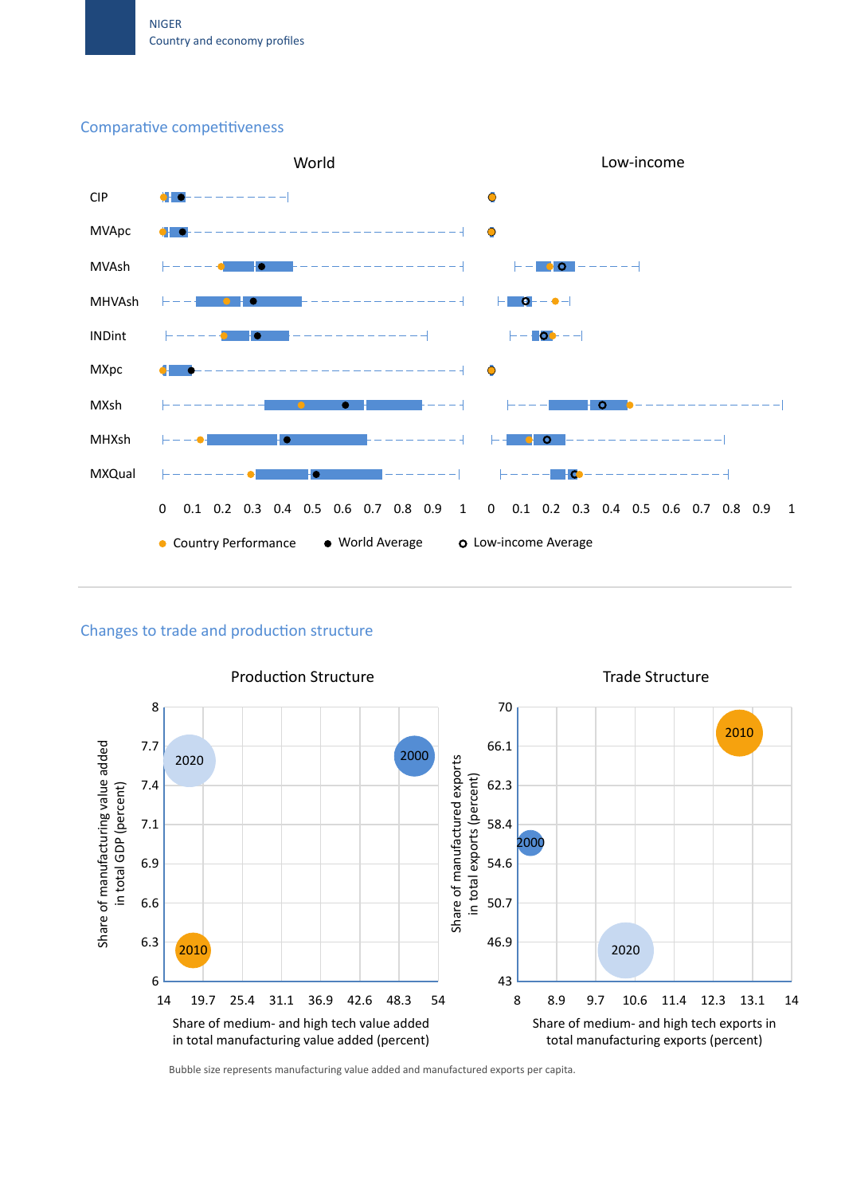## Comparative competitiveness

World

Low-income

CIP

MVApc

MVAsh

MHVAsh

INDint

MXpc

MXsh

MHXsh

MXQual

0 0.1 0.2 0.3 0.4 0.5 0.6 0.7 0.8 0.9 1

0 0.1 0.2 0.3 0.4 0.5 0.6 0.7 0.8 0.9 1

Country Performance

World Average

Low-income Average

## Changes to trade and production structure

Production Structure

Share of manufacturing value added in total GDP (percent)

8
7.7
7.4
7.1
6.9
6.6
6.3
6

2020

2000

2010

14 19.7 25.4 31.1 36.9 42.6 48.3 54

Share of medium- and high tech value added in total manufacturing value added (percent)

Trade Structure

Share of manufactured exports in total exports (percent)

70
66.1
62.3
58.4
54.6
50.7
46.9
43

2010

2000

2020

8 8.9 9.7 10.6 11.4 12.3 13.1 14

Share of medium- and high tech exports in total manufacturing exports (percent)

Bubble size represents manufacturing value added and manufactured exports per capita.